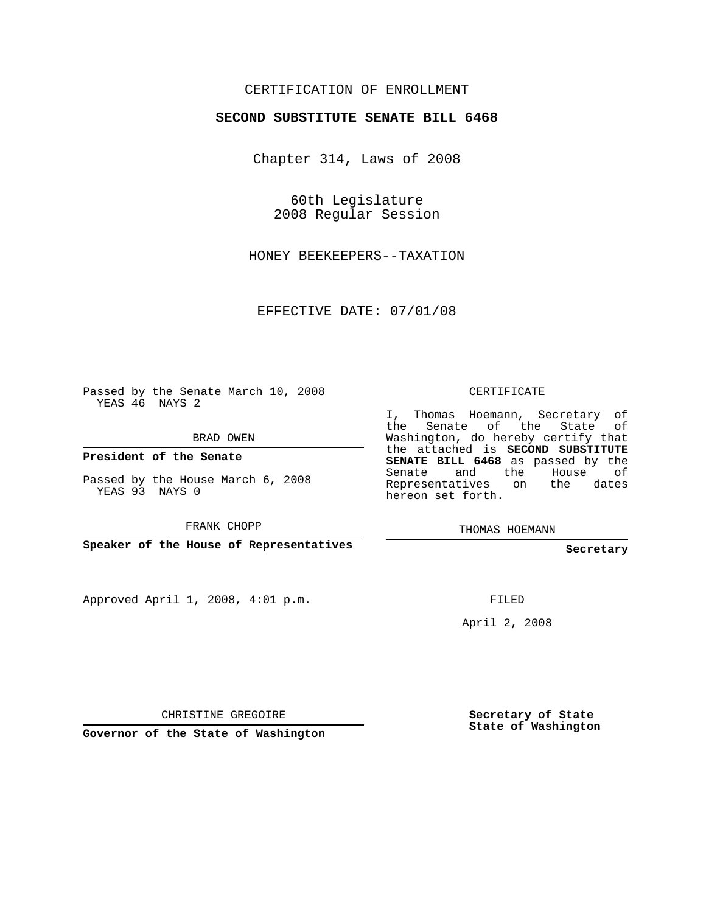CERTIFICATION OF ENROLLMENT

**SECOND SUBSTITUTE SENATE BILL 6468**

Chapter 314, Laws of 2008

60th Legislature
2008 Regular Session

HONEY BEEKEEPERS--TAXATION

EFFECTIVE DATE: 07/01/08

Passed by the Senate March 10, 2008
YEAS 46 NAYS 2

BRAD OWEN

**President of the Senate**

Passed by the House March 6, 2008
YEAS 93 NAYS 0

FRANK CHOPP

**Speaker of the House of Representatives**

Approved April 1, 2008, 4:01 p.m.

CHRISTINE GREGOIRE

**Governor of the State of Washington**

CERTIFICATE

I, Thomas Hoemann, Secretary of the Senate of the State of Washington, do hereby certify that the attached is **SECOND SUBSTITUTE SENATE BILL 6468** as passed by the Senate and the House of Representatives on the dates hereon set forth.

THOMAS HOEMANN

**Secretary**

FILED

April 2, 2008

**Secretary of State**
**State of Washington**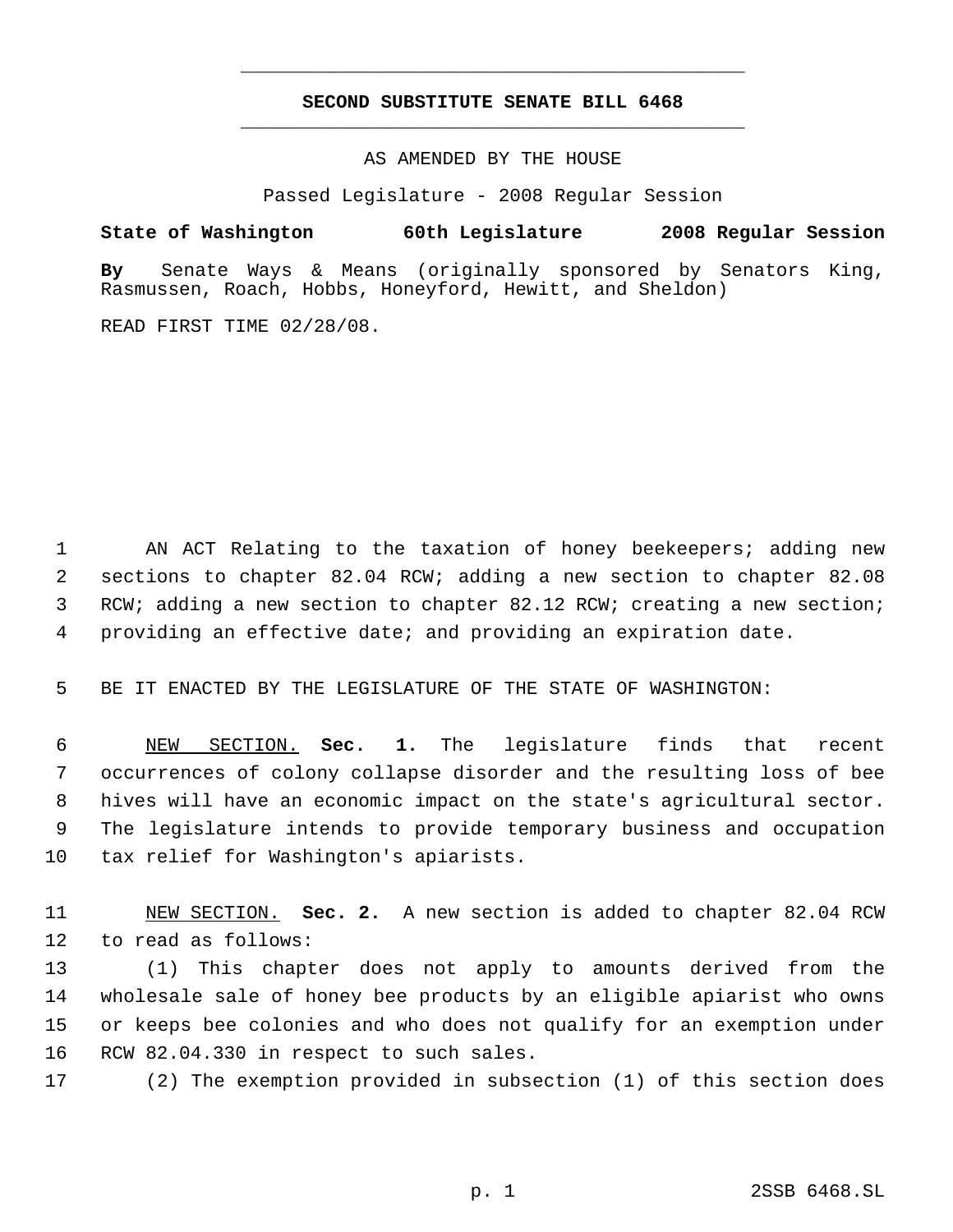# SECOND SUBSTITUTE SENATE BILL 6468

AS AMENDED BY THE HOUSE

Passed Legislature - 2008 Regular Session

**State of Washington 60th Legislature 2008 Regular Session**

**By** Senate Ways & Means (originally sponsored by Senators King, Rasmussen, Roach, Hobbs, Honeyford, Hewitt, and Sheldon)

READ FIRST TIME 02/28/08.

AN ACT Relating to the taxation of honey beekeepers; adding new sections to chapter 82.04 RCW; adding a new section to chapter 82.08 RCW; adding a new section to chapter 82.12 RCW; creating a new section; providing an effective date; and providing an expiration date.

BE IT ENACTED BY THE LEGISLATURE OF THE STATE OF WASHINGTON:

NEW SECTION. **Sec. 1.** The legislature finds that recent occurrences of colony collapse disorder and the resulting loss of bee hives will have an economic impact on the state's agricultural sector. The legislature intends to provide temporary business and occupation tax relief for Washington's apiarists.

NEW SECTION. **Sec. 2.** A new section is added to chapter 82.04 RCW to read as follows:

(1) This chapter does not apply to amounts derived from the wholesale sale of honey bee products by an eligible apiarist who owns or keeps bee colonies and who does not qualify for an exemption under RCW 82.04.330 in respect to such sales.

(2) The exemption provided in subsection (1) of this section does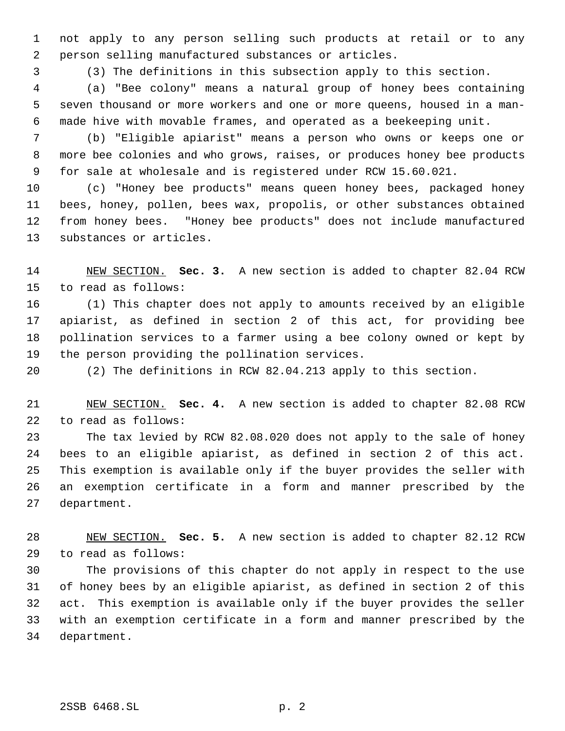not apply to any person selling such products at retail or to any person selling manufactured substances or articles.

(3) The definitions in this subsection apply to this section.

(a) "Bee colony" means a natural group of honey bees containing seven thousand or more workers and one or more queens, housed in a man-made hive with movable frames, and operated as a beekeeping unit.

(b) "Eligible apiarist" means a person who owns or keeps one or more bee colonies and who grows, raises, or produces honey bee products for sale at wholesale and is registered under RCW 15.60.021.

(c) "Honey bee products" means queen honey bees, packaged honey bees, honey, pollen, bees wax, propolis, or other substances obtained from honey bees. "Honey bee products" does not include manufactured substances or articles.

NEW SECTION. **Sec. 3.** A new section is added to chapter 82.04 RCW to read as follows:

(1) This chapter does not apply to amounts received by an eligible apiarist, as defined in section 2 of this act, for providing bee pollination services to a farmer using a bee colony owned or kept by the person providing the pollination services.

(2) The definitions in RCW 82.04.213 apply to this section.

NEW SECTION. **Sec. 4.** A new section is added to chapter 82.08 RCW to read as follows:

The tax levied by RCW 82.08.020 does not apply to the sale of honey bees to an eligible apiarist, as defined in section 2 of this act. This exemption is available only if the buyer provides the seller with an exemption certificate in a form and manner prescribed by the department.

NEW SECTION. **Sec. 5.** A new section is added to chapter 82.12 RCW to read as follows:

The provisions of this chapter do not apply in respect to the use of honey bees by an eligible apiarist, as defined in section 2 of this act. This exemption is available only if the buyer provides the seller with an exemption certificate in a form and manner prescribed by the department.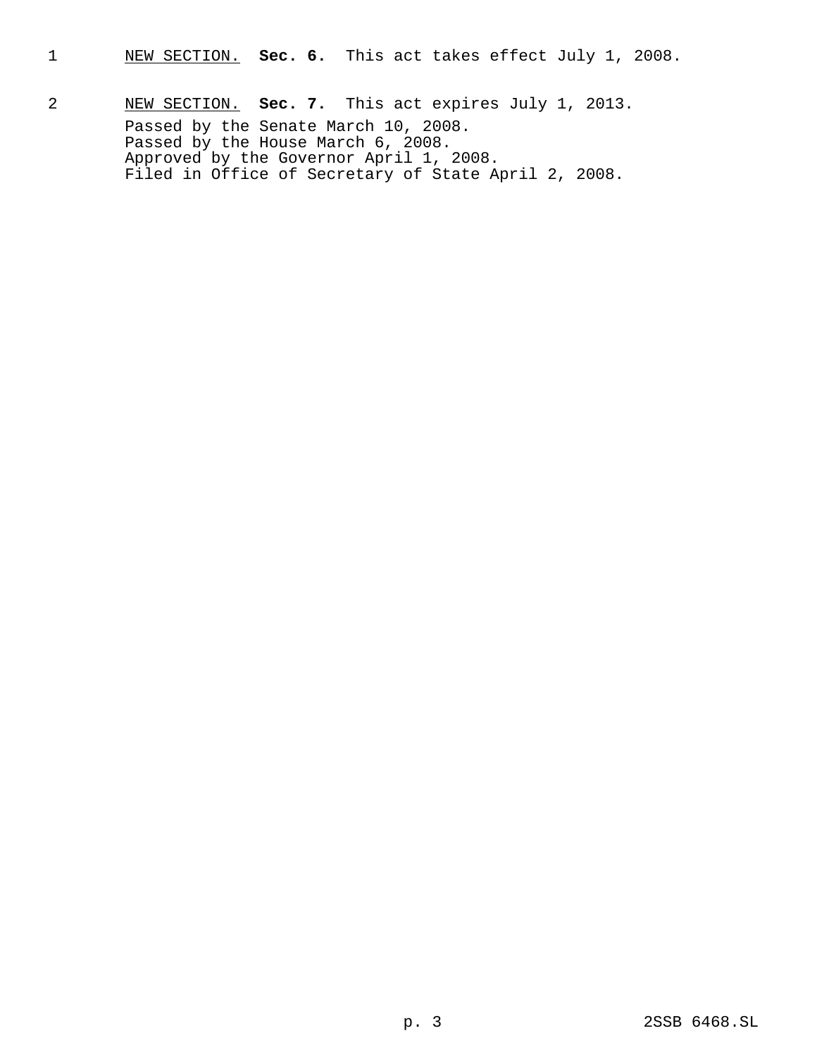NEW SECTION. **Sec. 6.** This act takes effect July 1, 2008.

NEW SECTION. **Sec. 7.** This act expires July 1, 2013.

Passed by the Senate March 10, 2008.
Passed by the House March 6, 2008.
Approved by the Governor April 1, 2008.
Filed in Office of Secretary of State April 2, 2008.